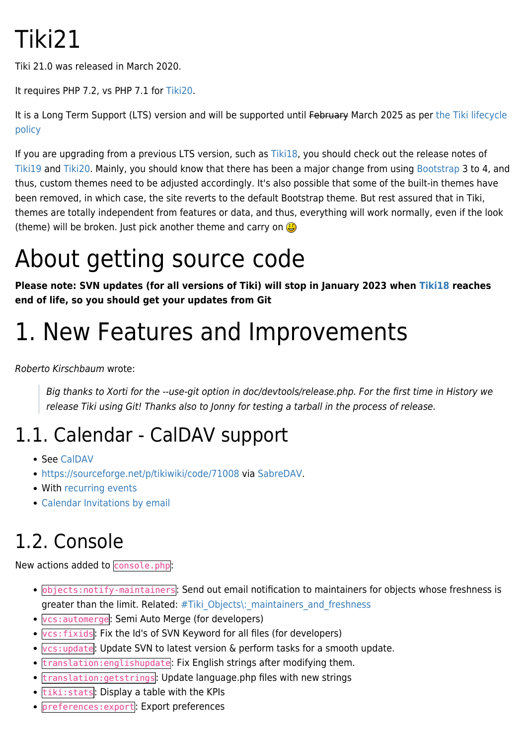# Tiki21

Tiki 21.0 was released in March 2020.

It requires PHP 7.2, vs PHP 7.1 for Tiki20.

It is a Long Term Support (LTS) version and will be supported until ~~February~~ March 2025 as per the Tiki lifecycle policy

If you are upgrading from a previous LTS version, such as Tiki18, you should check out the release notes of Tiki19 and Tiki20. Mainly, you should know that there has been a major change from using Bootstrap 3 to 4, and thus, custom themes need to be adjusted accordingly. It's also possible that some of the built-in themes have been removed, in which case, the site reverts to the default Bootstrap theme. But rest assured that in Tiki, themes are totally independent from features or data, and thus, everything will work normally, even if the look (theme) will be broken. Just pick another theme and carry on 🙂

# About getting source code

**Please note: SVN updates (for all versions of Tiki) will stop in January 2023 when Tiki18 reaches end of life, so you should get your updates from Git**

# 1. New Features and Improvements

*Roberto Kirschbaum* wrote:

> *Big thanks to Xorti for the --use-git option in doc/devtools/release.php. For the first time in History we release Tiki using Git! Thanks also to Jonny for testing a tarball in the process of release.*

## 1.1. Calendar - CalDAV support

- See CalDAV
- https://sourceforge.net/p/tikiwiki/code/71008 via SabreDAV.
- With recurring events
- Calendar Invitations by email

## 1.2. Console

New actions added to `console.php`:

- `objects:notify-maintainers`: Send out email notification to maintainers for objects whose freshness is greater than the limit. Related: #Tiki_Objects\:_maintainers_and_freshness
- `vcs:automerge`: Semi Auto Merge (for developers)
- `vcs:fixids`: Fix the Id's of SVN Keyword for all files (for developers)
- `vcs:update`: Update SVN to latest version & perform tasks for a smooth update.
- `translation:englishupdate`: Fix English strings after modifying them.
- `translation:getstrings`: Update language.php files with new strings
- `tiki:stats`: Display a table with the KPIs
- `preferences:export`: Export preferences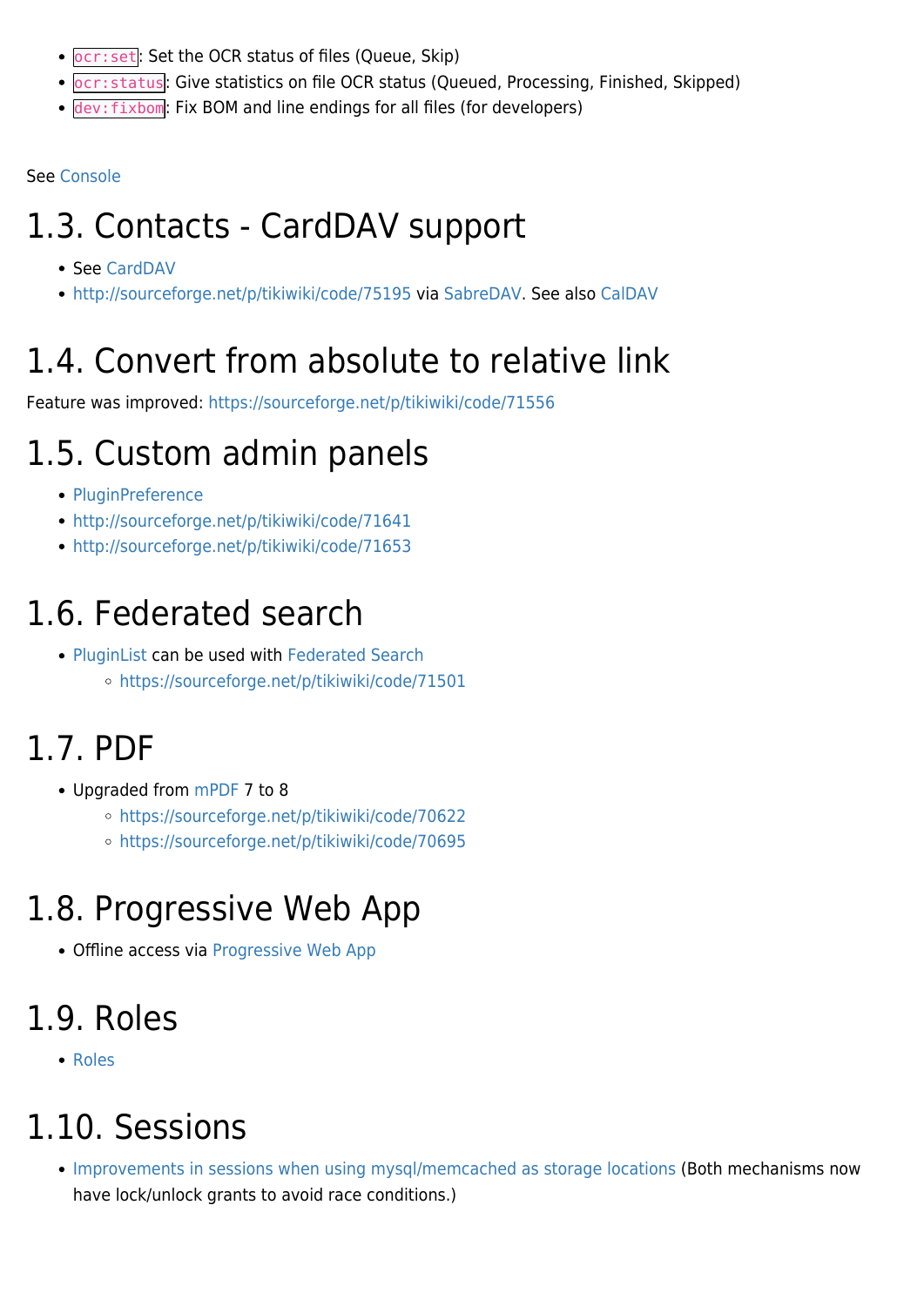- `ocr:set`: Set the OCR status of files (Queue, Skip)
- `ocr:status`: Give statistics on file OCR status (Queued, Processing, Finished, Skipped)
- `dev:fixbom`: Fix BOM and line endings for all files (for developers)

See Console

# 1.3. Contacts - CardDAV support

- See CardDAV
- http://sourceforge.net/p/tikiwiki/code/75195 via SabreDAV. See also CalDAV

# 1.4. Convert from absolute to relative link

Feature was improved: https://sourceforge.net/p/tikiwiki/code/71556

# 1.5. Custom admin panels

- PluginPreference
- http://sourceforge.net/p/tikiwiki/code/71641
- http://sourceforge.net/p/tikiwiki/code/71653

# 1.6. Federated search

- PluginList can be used with Federated Search
  - https://sourceforge.net/p/tikiwiki/code/71501

# 1.7. PDF

- Upgraded from mPDF 7 to 8
  - https://sourceforge.net/p/tikiwiki/code/70622
  - https://sourceforge.net/p/tikiwiki/code/70695

# 1.8. Progressive Web App

- Offline access via Progressive Web App

# 1.9. Roles

- Roles

# 1.10. Sessions

- Improvements in sessions when using mysql/memcached as storage locations (Both mechanisms now have lock/unlock grants to avoid race conditions.)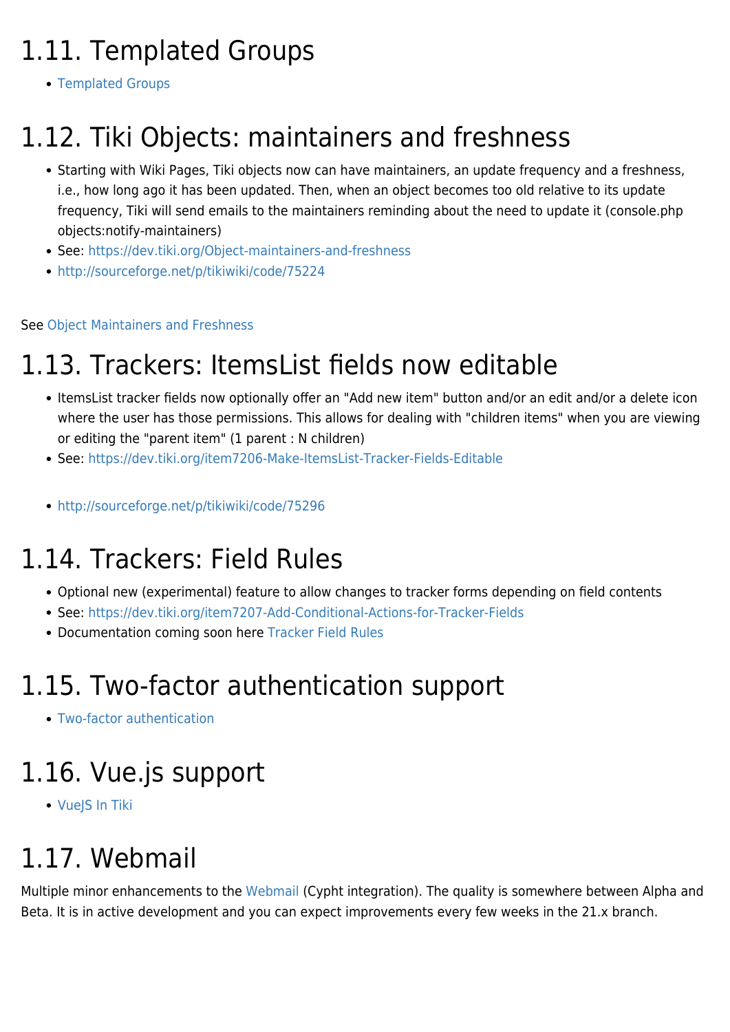# 1.11. Templated Groups

- Templated Groups

# 1.12. Tiki Objects: maintainers and freshness

- Starting with Wiki Pages, Tiki objects now can have maintainers, an update frequency and a freshness, i.e., how long ago it has been updated. Then, when an object becomes too old relative to its update frequency, Tiki will send emails to the maintainers reminding about the need to update it (console.php objects:notify-maintainers)
- See: https://dev.tiki.org/Object-maintainers-and-freshness
- http://sourceforge.net/p/tikiwiki/code/75224

See Object Maintainers and Freshness

# 1.13. Trackers: ItemsList fields now editable

- ItemsList tracker fields now optionally offer an "Add new item" button and/or an edit and/or a delete icon where the user has those permissions. This allows for dealing with "children items" when you are viewing or editing the "parent item" (1 parent : N children)
- See: https://dev.tiki.org/item7206-Make-ItemsList-Tracker-Fields-Editable
- http://sourceforge.net/p/tikiwiki/code/75296

# 1.14. Trackers: Field Rules

- Optional new (experimental) feature to allow changes to tracker forms depending on field contents
- See: https://dev.tiki.org/item7207-Add-Conditional-Actions-for-Tracker-Fields
- Documentation coming soon here Tracker Field Rules

# 1.15. Two-factor authentication support

- Two-factor authentication

# 1.16. Vue.js support

- VueJS In Tiki

# 1.17. Webmail

Multiple minor enhancements to the Webmail (Cypht integration). The quality is somewhere between Alpha and Beta. It is in active development and you can expect improvements every few weeks in the 21.x branch.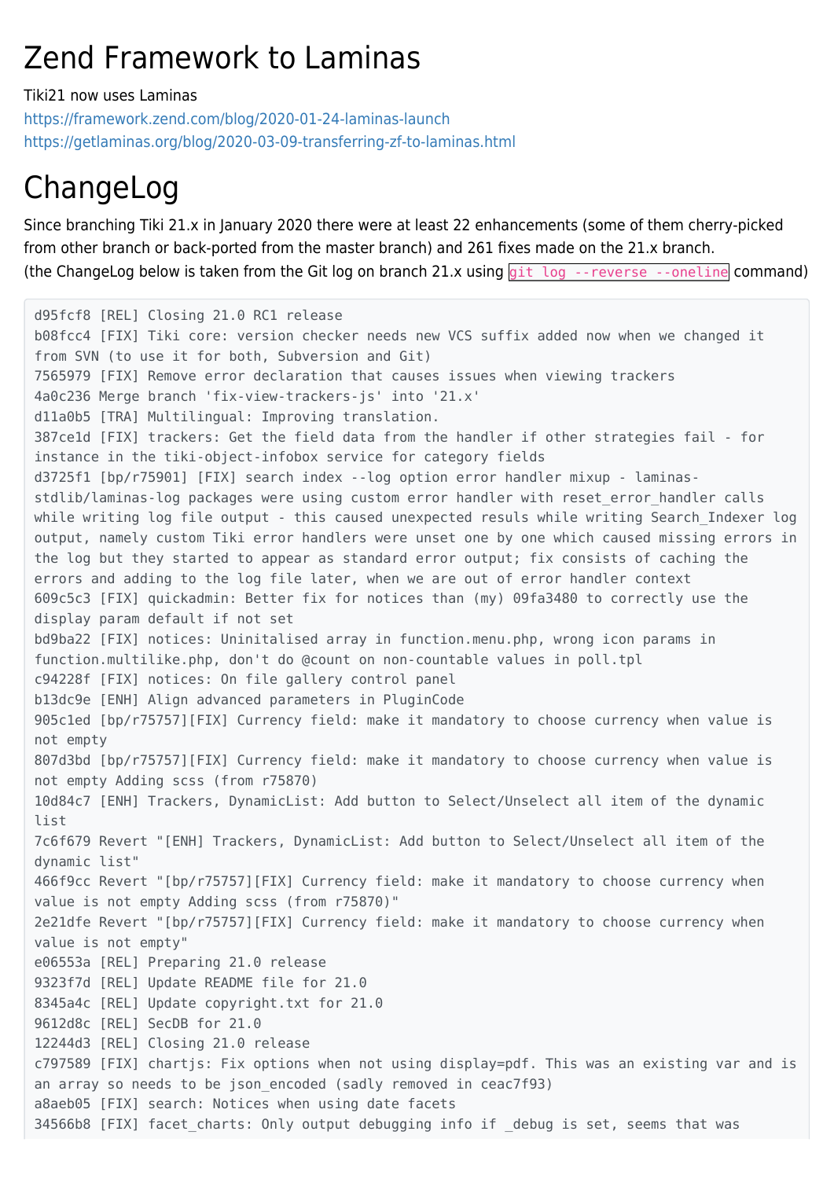# Zend Framework to Laminas

Tiki21 now uses Laminas
https://framework.zend.com/blog/2020-01-24-laminas-launch
https://getlaminas.org/blog/2020-03-09-transferring-zf-to-laminas.html

# ChangeLog

Since branching Tiki 21.x in January 2020 there were at least 22 enhancements (some of them cherry-picked from other branch or back-ported from the master branch) and 261 fixes made on the 21.x branch.
(the ChangeLog below is taken from the Git log on branch 21.x using `git log --reverse --oneline` command)

```
d95fcf8 [REL] Closing 21.0 RC1 release
b08fcc4 [FIX] Tiki core: version checker needs new VCS suffix added now when we changed it
from SVN (to use it for both, Subversion and Git)
7565979 [FIX] Remove error declaration that causes issues when viewing trackers
4a0c236 Merge branch 'fix-view-trackers-js' into '21.x'
d11a0b5 [TRA] Multilingual: Improving translation.
387ce1d [FIX] trackers: Get the field data from the handler if other strategies fail - for
instance in the tiki-object-infobox service for category fields
d3725f1 [bp/r75901] [FIX] search index --log option error handler mixup - laminas-
stdlib/laminas-log packages were using custom error handler with reset_error_handler calls
while writing log file output - this caused unexpected resuls while writing Search_Indexer log
output, namely custom Tiki error handlers were unset one by one which caused missing errors in
the log but they started to appear as standard error output; fix consists of caching the
errors and adding to the log file later, when we are out of error handler context
609c5c3 [FIX] quickadmin: Better fix for notices than (my) 09fa3480 to correctly use the
display param default if not set
bd9ba22 [FIX] notices: Uninitalised array in function.menu.php, wrong icon params in
function.multilike.php, don't do @count on non-countable values in poll.tpl
c94228f [FIX] notices: On file gallery control panel
b13dc9e [ENH] Align advanced parameters in PluginCode
905c1ed [bp/r75757][FIX] Currency field: make it mandatory to choose currency when value is
not empty
807d3bd [bp/r75757][FIX] Currency field: make it mandatory to choose currency when value is
not empty Adding scss (from r75870)
10d84c7 [ENH] Trackers, DynamicList: Add button to Select/Unselect all item of the dynamic
list
7c6f679 Revert "[ENH] Trackers, DynamicList: Add button to Select/Unselect all item of the
dynamic list"
466f9cc Revert "[bp/r75757][FIX] Currency field: make it mandatory to choose currency when
value is not empty Adding scss (from r75870)"
2e21dfe Revert "[bp/r75757][FIX] Currency field: make it mandatory to choose currency when
value is not empty"
e06553a [REL] Preparing 21.0 release
9323f7d [REL] Update README file for 21.0
8345a4c [REL] Update copyright.txt for 21.0
9612d8c [REL] SecDB for 21.0
12244d3 [REL] Closing 21.0 release
c797589 [FIX] chartjs: Fix options when not using display=pdf. This was an existing var and is
an array so needs to be json_encoded (sadly removed in ceac7f93)
a8aeb05 [FIX] search: Notices when using date facets
34566b8 [FIX] facet_charts: Only output debugging info if _debug is set, seems that was
```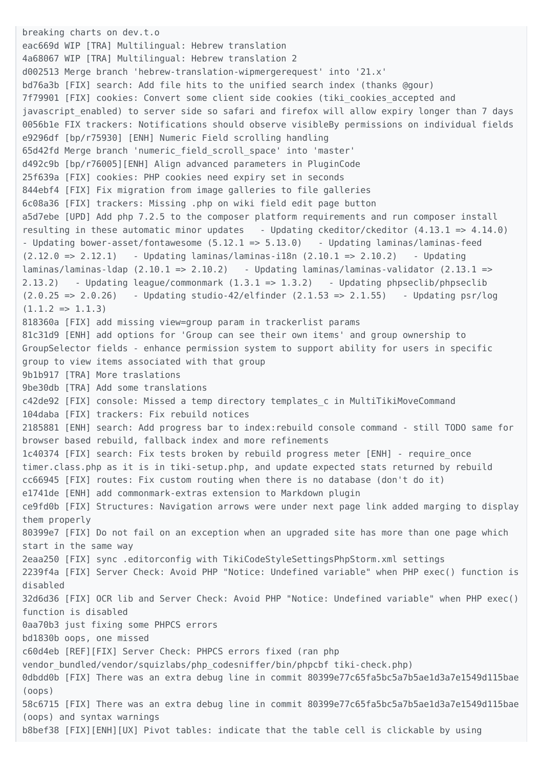```
breaking charts on dev.t.o
eac669d WIP [TRA] Multilingual: Hebrew translation
4a68067 WIP [TRA] Multilingual: Hebrew translation 2
d002513 Merge branch 'hebrew-translation-wipmergerequest' into '21.x'
bd76a3b [FIX] search: Add file hits to the unified search index (thanks @gour)
7f79901 [FIX] cookies: Convert some client side cookies (tiki_cookies_accepted and
javascript_enabled) to server side so safari and firefox will allow expiry longer than 7 days
0056b1e FIX trackers: Notifications should observe visibleBy permissions on individual fields
e9296df [bp/r75930] [ENH] Numeric Field scrolling handling
65d42fd Merge branch 'numeric_field_scroll_space' into 'master'
d492c9b [bp/r76005][ENH] Align advanced parameters in PluginCode
25f639a [FIX] cookies: PHP cookies need expiry set in seconds
844ebf4 [FIX] Fix migration from image galleries to file galleries
6c08a36 [FIX] trackers: Missing .php on wiki field edit page button
a5d7ebe [UPD] Add php 7.2.5 to the composer platform requirements and run composer install
resulting in these automatic minor updates   - Updating ckeditor/ckeditor (4.13.1 => 4.14.0)
- Updating bower-asset/fontawesome (5.12.1 => 5.13.0)   - Updating laminas/laminas-feed
(2.12.0 => 2.12.1)   - Updating laminas/laminas-i18n (2.10.1 => 2.10.2)   - Updating
laminas/laminas-ldap (2.10.1 => 2.10.2)   - Updating laminas/laminas-validator (2.13.1 =>
2.13.2)   - Updating league/commonmark (1.3.1 => 1.3.2)   - Updating phpseclib/phpseclib
(2.0.25 => 2.0.26)   - Updating studio-42/elfinder (2.1.53 => 2.1.55)   - Updating psr/log
(1.1.2 => 1.1.3)
818360a [FIX] add missing view=group param in trackerlist params
81c31d9 [ENH] add options for 'Group can see their own items' and group ownership to
GroupSelector fields - enhance permission system to support ability for users in specific
group to view items associated with that group
9b1b917 [TRA] More traslations
9be30db [TRA] Add some translations
c42de92 [FIX] console: Missed a temp directory templates_c in MultiTikiMoveCommand
104daba [FIX] trackers: Fix rebuild notices
2185881 [ENH] search: Add progress bar to index:rebuild console command - still TODO same for
browser based rebuild, fallback index and more refinements
1c40374 [FIX] search: Fix tests broken by rebuild progress meter [ENH] - require_once
timer.class.php as it is in tiki-setup.php, and update expected stats returned by rebuild
cc66945 [FIX] routes: Fix custom routing when there is no database (don't do it)
e1741de [ENH] add commonmark-extras extension to Markdown plugin
ce9fd0b [FIX] Structures: Navigation arrows were under next page link added marging to display
them properly
80399e7 [FIX] Do not fail on an exception when an upgraded site has more than one page which
start in the same way
2eaa250 [FIX] sync .editorconfig with TikiCodeStyleSettingsPhpStorm.xml settings
2239f4a [FIX] Server Check: Avoid PHP "Notice: Undefined variable" when PHP exec() function is
disabled
32d6d36 [FIX] OCR lib and Server Check: Avoid PHP "Notice: Undefined variable" when PHP exec()
function is disabled
0aa70b3 just fixing some PHPCS errors
bd1830b oops, one missed
c60d4eb [REF][FIX] Server Check: PHPCS errors fixed (ran php
vendor_bundled/vendor/squizlabs/php_codesniffer/bin/phpcbf tiki-check.php)
0dbdd0b [FIX] There was an extra debug line in commit 80399e77c65fa5bc5a7b5ae1d3a7e1549d115bae
(oops)
58c6715 [FIX] There was an extra debug line in commit 80399e77c65fa5bc5a7b5ae1d3a7e1549d115bae
(oops) and syntax warnings
b8bef38 [FIX][ENH][UX] Pivot tables: indicate that the table cell is clickable by using
```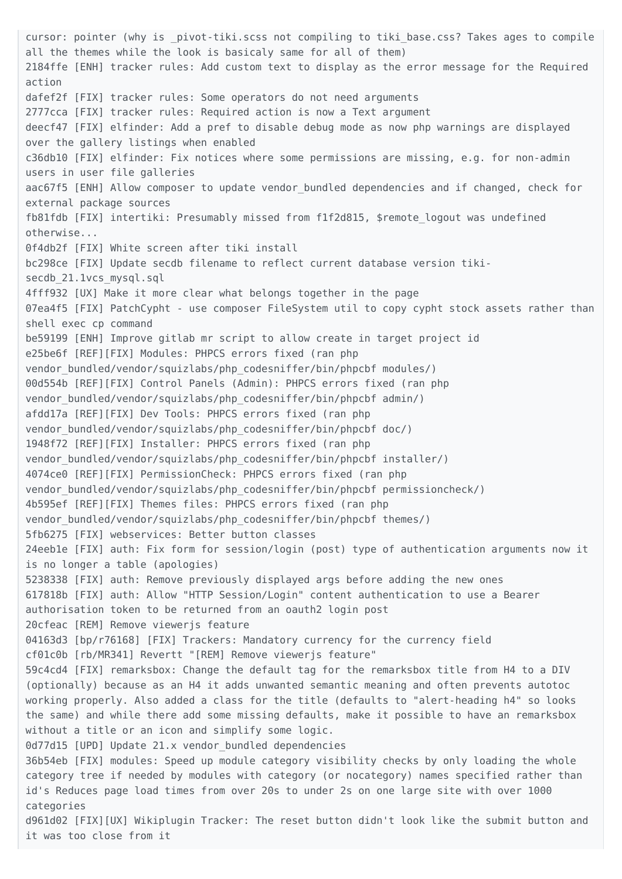```
cursor: pointer (why is _pivot-tiki.scss not compiling to tiki_base.css? Takes ages to compile all the themes while the look is basicaly same for all of them)
2184ffe [ENH] tracker rules: Add custom text to display as the error message for the Required action
dafef2f [FIX] tracker rules: Some operators do not need arguments
2777cca [FIX] tracker rules: Required action is now a Text argument
deecf47 [FIX] elfinder: Add a pref to disable debug mode as now php warnings are displayed over the gallery listings when enabled
c36db10 [FIX] elfinder: Fix notices where some permissions are missing, e.g. for non-admin users in user file galleries
aac67f5 [ENH] Allow composer to update vendor_bundled dependencies and if changed, check for external package sources
fb81fdb [FIX] intertiki: Presumably missed from f1f2d815, $remote_logout was undefined otherwise...
0f4db2f [FIX] White screen after tiki install
bc298ce [FIX] Update secdb filename to reflect current database version tiki-secdb_21.1vcs_mysql.sql
4fff932 [UX] Make it more clear what belongs together in the page
07ea4f5 [FIX] PatchCypht - use composer FileSystem util to copy cypht stock assets rather than shell exec cp command
be59199 [ENH] Improve gitlab mr script to allow create in target project id
e25be6f [REF][FIX] Modules: PHPCS errors fixed (ran php vendor_bundled/vendor/squizlabs/php_codesniffer/bin/phpcbf modules/)
00d554b [REF][FIX] Control Panels (Admin): PHPCS errors fixed (ran php vendor_bundled/vendor/squizlabs/php_codesniffer/bin/phpcbf admin/)
afdd17a [REF][FIX] Dev Tools: PHPCS errors fixed (ran php vendor_bundled/vendor/squizlabs/php_codesniffer/bin/phpcbf doc/)
1948f72 [REF][FIX] Installer: PHPCS errors fixed (ran php vendor_bundled/vendor/squizlabs/php_codesniffer/bin/phpcbf installer/)
4074ce0 [REF][FIX] PermissionCheck: PHPCS errors fixed (ran php vendor_bundled/vendor/squizlabs/php_codesniffer/bin/phpcbf permissioncheck/)
4b595ef [REF][FIX] Themes files: PHPCS errors fixed (ran php vendor_bundled/vendor/squizlabs/php_codesniffer/bin/phpcbf themes/)
5fb6275 [FIX] webservices: Better button classes
24eeb1e [FIX] auth: Fix form for session/login (post) type of authentication arguments now it is no longer a table (apologies)
5238338 [FIX] auth: Remove previously displayed args before adding the new ones
617818b [FIX] auth: Allow "HTTP Session/Login" content authentication to use a Bearer authorisation token to be returned from an oauth2 login post
20cfeac [REM] Remove viewerjs feature
04163d3 [bp/r76168] [FIX] Trackers: Mandatory currency for the currency field
cf01c0b [rb/MR341] Revertt "[REM] Remove viewerjs feature"
59c4cd4 [FIX] remarksbox: Change the default tag for the remarksbox title from H4 to a DIV (optionally) because as an H4 it adds unwanted semantic meaning and often prevents autotoc working properly. Also added a class for the title (defaults to "alert-heading h4" so looks the same) and while there add some missing defaults, make it possible to have an remarksbox without a title or an icon and simplify some logic.
0d77d15 [UPD] Update 21.x vendor_bundled dependencies
36b54eb [FIX] modules: Speed up module category visibility checks by only loading the whole category tree if needed by modules with category (or nocategory) names specified rather than id's Reduces page load times from over 20s to under 2s on one large site with over 1000 categories
d961d02 [FIX][UX] Wikiplugin Tracker: The reset button didn't look like the submit button and it was too close from it
```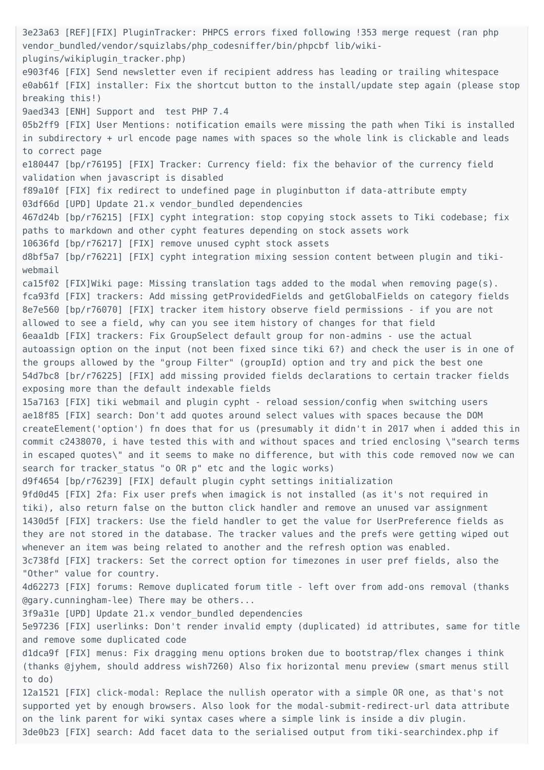```
3e23a63 [REF][FIX] PluginTracker: PHPCS errors fixed following !353 merge request (ran php vendor_bundled/vendor/squizlabs/php_codesniffer/bin/phpcbf lib/wiki-plugins/wikiplugin_tracker.php)
e903f46 [FIX] Send newsletter even if recipient address has leading or trailing whitespace
e0ab61f [FIX] installer: Fix the shortcut button to the install/update step again (please stop breaking this!)
9aed343 [ENH] Support and  test PHP 7.4
05b2ff9 [FIX] User Mentions: notification emails were missing the path when Tiki is installed in subdirectory + url encode page names with spaces so the whole link is clickable and leads to correct page
e180447 [bp/r76195] [FIX] Tracker: Currency field: fix the behavior of the currency field validation when javascript is disabled
f89a10f [FIX] fix redirect to undefined page in pluginbutton if data-attribute empty
03df66d [UPD] Update 21.x vendor_bundled dependencies
467d24b [bp/r76215] [FIX] cypht integration: stop copying stock assets to Tiki codebase; fix paths to markdown and other cypht features depending on stock assets work
10636fd [bp/r76217] [FIX] remove unused cypht stock assets
d8bf5a7 [bp/r76221] [FIX] cypht integration mixing session content between plugin and tiki-webmail
ca15f02 [FIX]Wiki page: Missing translation tags added to the modal when removing page(s).
fca93fd [FIX] trackers: Add missing getProvidedFields and getGlobalFields on category fields
8e7e560 [bp/r76070] [FIX] tracker item history observe field permissions - if you are not allowed to see a field, why can you see item history of changes for that field
6eaa1db [FIX] trackers: Fix GroupSelect default group for non-admins - use the actual autoassign option on the input (not been fixed since tiki 6?) and check the user is in one of the groups allowed by the "group Filter" (groupId) option and try and pick the best one
54d7bc8 [br/r76225] [FIX] add missing provided fields declarations to certain tracker fields exposing more than the default indexable fields
15a7163 [FIX] tiki webmail and plugin cypht - reload session/config when switching users
ae18f85 [FIX] search: Don't add quotes around select values with spaces because the DOM createElement('option') fn does that for us (presumably it didn't in 2017 when i added this in commit c2438070, i have tested this with and without spaces and tried enclosing \"search terms in escaped quotes\" and it seems to make no difference, but with this code removed now we can search for tracker_status "o OR p" etc and the logic works)
d9f4654 [bp/r76239] [FIX] default plugin cypht settings initialization
9fd0d45 [FIX] 2fa: Fix user prefs when imagick is not installed (as it's not required in tiki), also return false on the button click handler and remove an unused var assignment
1430d5f [FIX] trackers: Use the field handler to get the value for UserPreference fields as they are not stored in the database. The tracker values and the prefs were getting wiped out whenever an item was being related to another and the refresh option was enabled.
3c738fd [FIX] trackers: Set the correct option for timezones in user pref fields, also the "Other" value for country.
4d62273 [FIX] forums: Remove duplicated forum title - left over from add-ons removal (thanks @gary.cunningham-lee) There may be others...
3f9a31e [UPD] Update 21.x vendor_bundled dependencies
5e97236 [FIX] userlinks: Don't render invalid empty (duplicated) id attributes, same for title and remove some duplicated code
d1dca9f [FIX] menus: Fix dragging menu options broken due to bootstrap/flex changes i think (thanks @jyhem, should address wish7260) Also fix horizontal menu preview (smart menus still to do)
12a1521 [FIX] click-modal: Replace the nullish operator with a simple OR one, as that's not supported yet by enough browsers. Also look for the modal-submit-redirect-url data attribute on the link parent for wiki syntax cases where a simple link is inside a div plugin.
3de0b23 [FIX] search: Add facet data to the serialised output from tiki-searchindex.php if
```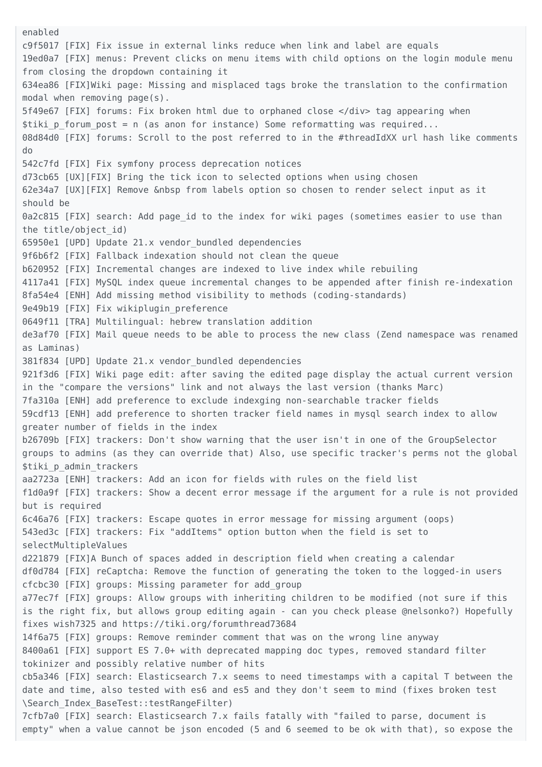```
enabled
c9f5017 [FIX] Fix issue in external links reduce when link and label are equals
19ed0a7 [FIX] menus: Prevent clicks on menu items with child options on the login module menu
from closing the dropdown containing it
634ea86 [FIX]Wiki page: Missing and misplaced tags broke the translation to the confirmation
modal when removing page(s).
5f49e67 [FIX] forums: Fix broken html due to orphaned close </div> tag appearing when
$tiki_p_forum_post = n (as anon for instance) Some reformatting was required...
08d84d0 [FIX] forums: Scroll to the post referred to in the #threadIdXX url hash like comments
do
542c7fd [FIX] Fix symfony process deprecation notices
d73cb65 [UX][FIX] Bring the tick icon to selected options when using chosen
62e34a7 [UX][FIX] Remove &nbsp from labels option so chosen to render select input as it
should be
0a2c815 [FIX] search: Add page_id to the index for wiki pages (sometimes easier to use than
the title/object_id)
65950e1 [UPD] Update 21.x vendor_bundled dependencies
9f6b6f2 [FIX] Fallback indexation should not clean the queue
b620952 [FIX] Incremental changes are indexed to live index while rebuiling
4117a41 [FIX] MySQL index queue incremental changes to be appended after finish re-indexation
8fa54e4 [ENH] Add missing method visibility to methods (coding-standards)
9e49b19 [FIX] Fix wikiplugin_preference
0649f11 [TRA] Multilingual: hebrew translation addition
de3af70 [FIX] Mail queue needs to be able to process the new class (Zend namespace was renamed
as Laminas)
381f834 [UPD] Update 21.x vendor_bundled dependencies
921f3d6 [FIX] Wiki page edit: after saving the edited page display the actual current version
in the "compare the versions" link and not always the last version (thanks Marc)
7fa310a [ENH] add preference to exclude indexging non-searchable tracker fields
59cdf13 [ENH] add preference to shorten tracker field names in mysql search index to allow
greater number of fields in the index
b26709b [FIX] trackers: Don't show warning that the user isn't in one of the GroupSelector
groups to admins (as they can override that) Also, use specific tracker's perms not the global
$tiki_p_admin_trackers
aa2723a [ENH] trackers: Add an icon for fields with rules on the field list
f1d0a9f [FIX] trackers: Show a decent error message if the argument for a rule is not provided
but is required
6c46a76 [FIX] trackers: Escape quotes in error message for missing argument (oops)
543ed3c [FIX] trackers: Fix "addItems" option button when the field is set to
selectMultipleValues
d221879 [FIX]A Bunch of spaces added in description field when creating a calendar
df0d784 [FIX] reCaptcha: Remove the function of generating the token to the logged-in users
cfcbc30 [FIX] groups: Missing parameter for add_group
a77ec7f [FIX] groups: Allow groups with inheriting children to be modified (not sure if this
is the right fix, but allows group editing again - can you check please @nelsonko?) Hopefully
fixes wish7325 and https://tiki.org/forumthread73684
14f6a75 [FIX] groups: Remove reminder comment that was on the wrong line anyway
8400a61 [FIX] support ES 7.0+ with deprecated mapping doc types, removed standard filter
tokinizer and possibly relative number of hits
cb5a346 [FIX] search: Elasticsearch 7.x seems to need timestamps with a capital T between the
date and time, also tested with es6 and es5 and they don't seem to mind (fixes broken test
\Search_Index_BaseTest::testRangeFilter)
7cfb7a0 [FIX] search: Elasticsearch 7.x fails fatally with "failed to parse, document is
empty" when a value cannot be json encoded (5 and 6 seemed to be ok with that), so expose the
```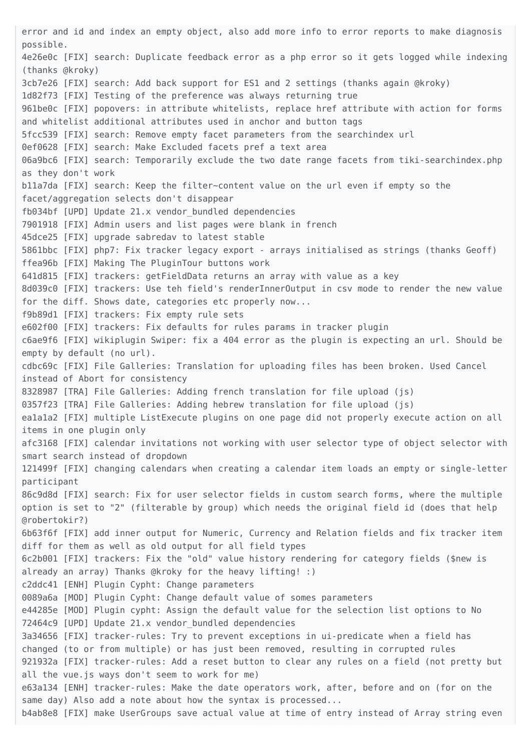```
error and id and index an empty object, also add more info to error reports to make diagnosis possible.
4e26e0c [FIX] search: Duplicate feedback error as a php error so it gets logged while indexing (thanks @kroky)
3cb7e26 [FIX] search: Add back support for ES1 and 2 settings (thanks again @kroky)
1d82f73 [FIX] Testing of the preference was always returning true
961be0c [FIX] popovers: in attribute whitelists, replace href attribute with action for forms and whitelist additional attributes used in anchor and button tags
5fcc539 [FIX] search: Remove empty facet parameters from the searchindex url
0ef0628 [FIX] search: Make Excluded facets pref a text area
06a9bc6 [FIX] search: Temporarily exclude the two date range facets from tiki-searchindex.php as they don't work
b11a7da [FIX] search: Keep the filter~content value on the url even if empty so the facet/aggregation selects don't disappear
fb034bf [UPD] Update 21.x vendor_bundled dependencies
7901918 [FIX] Admin users and list pages were blank in french
45dce25 [FIX] upgrade sabredav to latest stable
5861bbc [FIX] php7: Fix tracker legacy export - arrays initialised as strings (thanks Geoff)
ffea96b [FIX] Making The PluginTour buttons work
641d815 [FIX] trackers: getFieldData returns an array with value as a key
8d039c0 [FIX] trackers: Use teh field's renderInnerOutput in csv mode to render the new value for the diff. Shows date, categories etc properly now...
f9b89d1 [FIX] trackers: Fix empty rule sets
e602f00 [FIX] trackers: Fix defaults for rules params in tracker plugin
c6ae9f6 [FIX] wikiplugin Swiper: fix a 404 error as the plugin is expecting an url. Should be empty by default (no url).
cdbc69c [FIX] File Galleries: Translation for uploading files has been broken. Used Cancel instead of Abort for consistency
8328987 [TRA] File Galleries: Adding french translation for file upload (js)
0357f23 [TRA] File Galleries: Adding hebrew translation for file upload (js)
ea1a1a2 [FIX] multiple ListExecute plugins on one page did not properly execute action on all items in one plugin only
afc3168 [FIX] calendar invitations not working with user selector type of object selector with smart search instead of dropdown
121499f [FIX] changing calendars when creating a calendar item loads an empty or single-letter participant
86c9d8d [FIX] search: Fix for user selector fields in custom search forms, where the multiple option is set to "2" (filterable by group) which needs the original field id (does that help @robertokir?)
6b63f6f [FIX] add inner output for Numeric, Currency and Relation fields and fix tracker item diff for them as well as old output for all field types
6c2b001 [FIX] trackers: Fix the "old" value history rendering for category fields ($new is already an array) Thanks @kroky for the heavy lifting! :)
c2ddc41 [ENH] Plugin Cypht: Change parameters
0089a6a [MOD] Plugin Cypht: Change default value of somes parameters
e44285e [MOD] Plugin cypht: Assign the default value for the selection list options to No
72464c9 [UPD] Update 21.x vendor_bundled dependencies
3a34656 [FIX] tracker-rules: Try to prevent exceptions in ui-predicate when a field has changed (to or from multiple) or has just been removed, resulting in corrupted rules
921932a [FIX] tracker-rules: Add a reset button to clear any rules on a field (not pretty but all the vue.js ways don't seem to work for me)
e63a134 [ENH] tracker-rules: Make the date operators work, after, before and on (for on the same day) Also add a note about how the syntax is processed...
b4ab8e8 [FIX] make UserGroups save actual value at time of entry instead of Array string even
```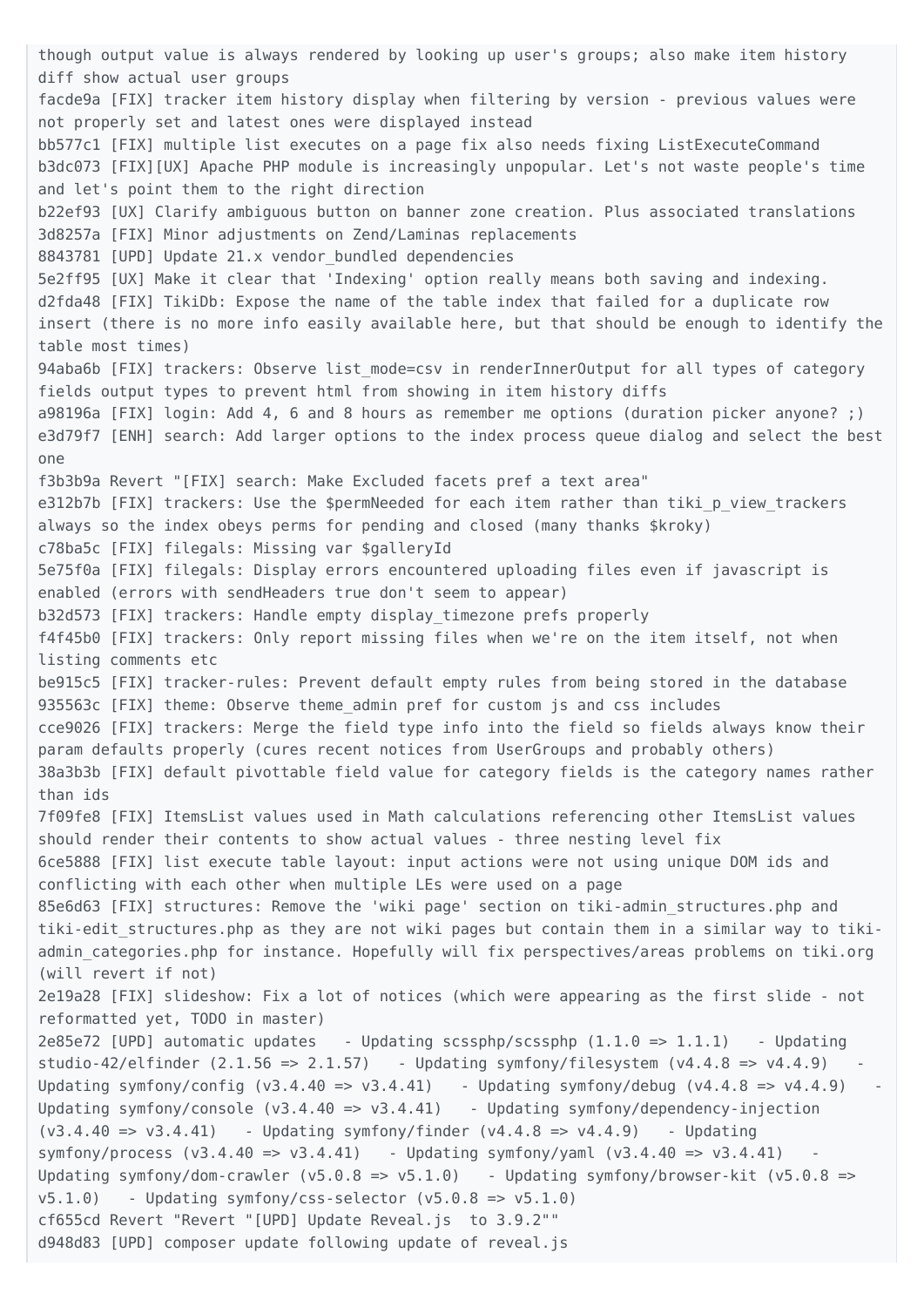```
though output value is always rendered by looking up user's groups; also make item history diff show actual user groups
facde9a [FIX] tracker item history display when filtering by version - previous values were not properly set and latest ones were displayed instead
bb577c1 [FIX] multiple list executes on a page fix also needs fixing ListExecuteCommand
b3dc073 [FIX][UX] Apache PHP module is increasingly unpopular. Let's not waste people's time and let's point them to the right direction
b22ef93 [UX] Clarify ambiguous button on banner zone creation. Plus associated translations
3d8257a [FIX] Minor adjustments on Zend/Laminas replacements
8843781 [UPD] Update 21.x vendor_bundled dependencies
5e2ff95 [UX] Make it clear that 'Indexing' option really means both saving and indexing.
d2fda48 [FIX] TikiDb: Expose the name of the table index that failed for a duplicate row insert (there is no more info easily available here, but that should be enough to identify the table most times)
94aba6b [FIX] trackers: Observe list_mode=csv in renderInnerOutput for all types of category fields output types to prevent html from showing in item history diffs
a98196a [FIX] login: Add 4, 6 and 8 hours as remember me options (duration picker anyone? ;)
e3d79f7 [ENH] search: Add larger options to the index process queue dialog and select the best one
f3b3b9a Revert "[FIX] search: Make Excluded facets pref a text area"
e312b7b [FIX] trackers: Use the $permNeeded for each item rather than tiki_p_view_trackers always so the index obeys perms for pending and closed (many thanks $kroky)
c78ba5c [FIX] filegals: Missing var $galleryId
5e75f0a [FIX] filegals: Display errors encountered uploading files even if javascript is enabled (errors with sendHeaders true don't seem to appear)
b32d573 [FIX] trackers: Handle empty display_timezone prefs properly
f4f45b0 [FIX] trackers: Only report missing files when we're on the item itself, not when listing comments etc
be915c5 [FIX] tracker-rules: Prevent default empty rules from being stored in the database
935563c [FIX] theme: Observe theme_admin pref for custom js and css includes
cce9026 [FIX] trackers: Merge the field type info into the field so fields always know their param defaults properly (cures recent notices from UserGroups and probably others)
38a3b3b [FIX] default pivottable field value for category fields is the category names rather than ids
7f09fe8 [FIX] ItemsList values used in Math calculations referencing other ItemsList values should render their contents to show actual values - three nesting level fix
6ce5888 [FIX] list execute table layout: input actions were not using unique DOM ids and conflicting with each other when multiple LEs were used on a page
85e6d63 [FIX] structures: Remove the 'wiki page' section on tiki-admin_structures.php and tiki-edit_structures.php as they are not wiki pages but contain them in a similar way to tiki-admin_categories.php for instance. Hopefully will fix perspectives/areas problems on tiki.org (will revert if not)
2e19a28 [FIX] slideshow: Fix a lot of notices (which were appearing as the first slide - not reformatted yet, TODO in master)
2e85e72 [UPD] automatic updates   - Updating scssphp/scssphp (1.1.0 => 1.1.1)   - Updating studio-42/elfinder (2.1.56 => 2.1.57)   - Updating symfony/filesystem (v4.4.8 => v4.4.9)   - Updating symfony/config (v3.4.40 => v3.4.41)   - Updating symfony/debug (v4.4.8 => v4.4.9)   - Updating symfony/console (v3.4.40 => v3.4.41)   - Updating symfony/dependency-injection (v3.4.40 => v3.4.41)   - Updating symfony/finder (v4.4.8 => v4.4.9)   - Updating symfony/process (v3.4.40 => v3.4.41)   - Updating symfony/yaml (v3.4.40 => v3.4.41)   - Updating symfony/dom-crawler (v5.0.8 => v5.1.0)   - Updating symfony/browser-kit (v5.0.8 => v5.1.0)   - Updating symfony/css-selector (v5.0.8 => v5.1.0)
cf655cd Revert "Revert "[UPD] Update Reveal.js  to 3.9.2""
d948d83 [UPD] composer update following update of reveal.js
```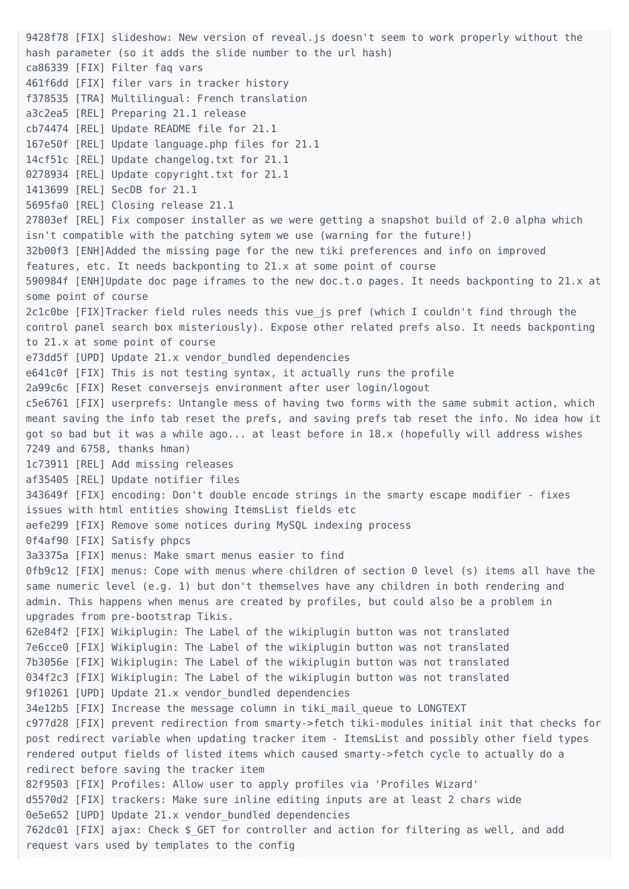```
9428f78 [FIX] slideshow: New version of reveal.js doesn't seem to work properly without the hash parameter (so it adds the slide number to the url hash)
ca86339 [FIX] Filter faq vars
461f6dd [FIX] filer vars in tracker history
f378535 [TRA] Multilingual: French translation
a3c2ea5 [REL] Preparing 21.1 release
cb74474 [REL] Update README file for 21.1
167e50f [REL] Update language.php files for 21.1
14cf51c [REL] Update changelog.txt for 21.1
0278934 [REL] Update copyright.txt for 21.1
1413699 [REL] SecDB for 21.1
5695fa0 [REL] Closing release 21.1
27803ef [REL] Fix composer installer as we were getting a snapshot build of 2.0 alpha which isn't compatible with the patching sytem we use (warning for the future!)
32b00f3 [ENH]Added the missing page for the new tiki preferences and info on improved features, etc. It needs backponting to 21.x at some point of course
590984f [ENH]Update doc page iframes to the new doc.t.o pages. It needs backponting to 21.x at some point of course
2c1c0be [FIX]Tracker field rules needs this vue_js pref (which I couldn't find through the control panel search box misteriously). Expose other related prefs also. It needs backponting to 21.x at some point of course
e73dd5f [UPD] Update 21.x vendor_bundled dependencies
e641c0f [FIX] This is not testing syntax, it actually runs the profile
2a99c6c [FIX] Reset conversejs environment after user login/logout
c5e6761 [FIX] userprefs: Untangle mess of having two forms with the same submit action, which meant saving the info tab reset the prefs, and saving prefs tab reset the info. No idea how it got so bad but it was a while ago... at least before in 18.x (hopefully will address wishes 7249 and 6758, thanks hman)
1c73911 [REL] Add missing releases
af35405 [REL] Update notifier files
343649f [FIX] encoding: Don't double encode strings in the smarty escape modifier - fixes issues with html entities showing ItemsList fields etc
aefe299 [FIX] Remove some notices during MySQL indexing process
0f4af90 [FIX] Satisfy phpcs
3a3375a [FIX] menus: Make smart menus easier to find
0fb9c12 [FIX] menus: Cope with menus where children of section 0 level (s) items all have the same numeric level (e.g. 1) but don't themselves have any children in both rendering and admin. This happens when menus are created by profiles, but could also be a problem in upgrades from pre-bootstrap Tikis.
62e84f2 [FIX] Wikiplugin: The Label of the wikiplugin button was not translated
7e6cce0 [FIX] Wikiplugin: The Label of the wikiplugin button was not translated
7b3056e [FIX] Wikiplugin: The Label of the wikiplugin button was not translated
034f2c3 [FIX] Wikiplugin: The Label of the wikiplugin button was not translated
9f10261 [UPD] Update 21.x vendor_bundled dependencies
34e12b5 [FIX] Increase the message column in tiki_mail_queue to LONGTEXT
c977d28 [FIX] prevent redirection from smarty->fetch tiki-modules initial init that checks for post redirect variable when updating tracker item - ItemsList and possibly other field types rendered output fields of listed items which caused smarty->fetch cycle to actually do a redirect before saving the tracker item
82f9503 [FIX] Profiles: Allow user to apply profiles via 'Profiles Wizard'
d5570d2 [FIX] trackers: Make sure inline editing inputs are at least 2 chars wide
0e5e652 [UPD] Update 21.x vendor_bundled dependencies
762dc01 [FIX] ajax: Check $_GET for controller and action for filtering as well, and add request vars used by templates to the config
```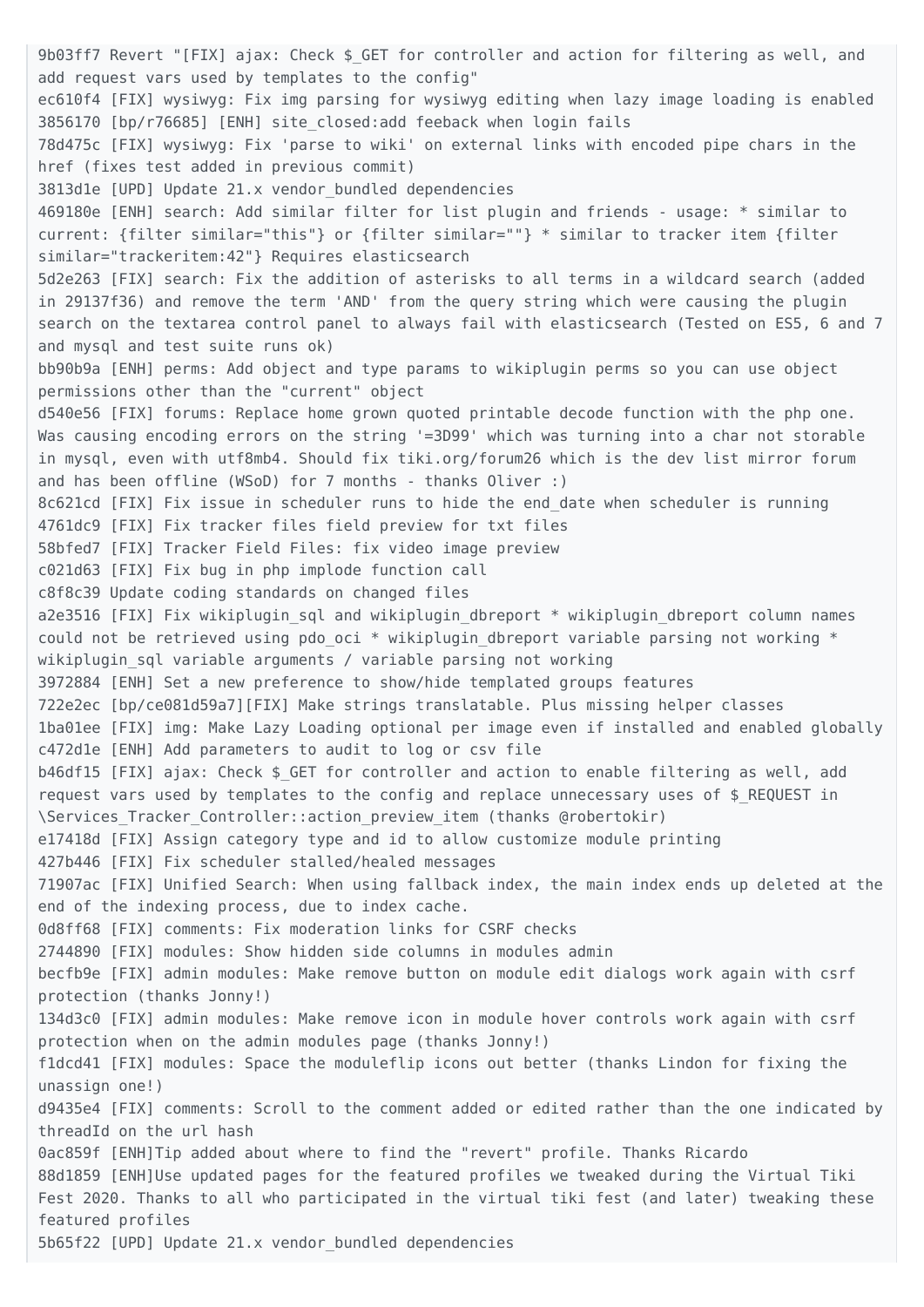```
9b03ff7 Revert "[FIX] ajax: Check $_GET for controller and action for filtering as well, and
add request vars used by templates to the config"
ec610f4 [FIX] wysiwyg: Fix img parsing for wysiwyg editing when lazy image loading is enabled
3856170 [bp/r76685] [ENH] site_closed:add feeback when login fails
78d475c [FIX] wysiwyg: Fix 'parse to wiki' on external links with encoded pipe chars in the
href (fixes test added in previous commit)
3813d1e [UPD] Update 21.x vendor_bundled dependencies
469180e [ENH] search: Add similar filter for list plugin and friends - usage: * similar to
current: {filter similar="this"} or {filter similar=""} * similar to tracker item {filter
similar="trackeritem:42"} Requires elasticsearch
5d2e263 [FIX] search: Fix the addition of asterisks to all terms in a wildcard search (added
in 29137f36) and remove the term 'AND' from the query string which were causing the plugin
search on the textarea control panel to always fail with elasticsearch (Tested on ES5, 6 and 7
and mysql and test suite runs ok)
bb90b9a [ENH] perms: Add object and type params to wikiplugin perms so you can use object
permissions other than the "current" object
d540e56 [FIX] forums: Replace home grown quoted printable decode function with the php one.
Was causing encoding errors on the string '=3D99' which was turning into a char not storable
in mysql, even with utf8mb4. Should fix tiki.org/forum26 which is the dev list mirror forum
and has been offline (WSoD) for 7 months - thanks Oliver :)
8c621cd [FIX] Fix issue in scheduler runs to hide the end_date when scheduler is running
4761dc9 [FIX] Fix tracker files field preview for txt files
58bfed7 [FIX] Tracker Field Files: fix video image preview
c021d63 [FIX] Fix bug in php implode function call
c8f8c39 Update coding standards on changed files
a2e3516 [FIX] Fix wikiplugin_sql and wikiplugin_dbreport * wikiplugin_dbreport column names
could not be retrieved using pdo_oci * wikiplugin_dbreport variable parsing not working *
wikiplugin_sql variable arguments / variable parsing not working
3972884 [ENH] Set a new preference to show/hide templated groups features
722e2ec [bp/ce081d59a7][FIX] Make strings translatable. Plus missing helper classes
1ba01ee [FIX] img: Make Lazy Loading optional per image even if installed and enabled globally
c472d1e [ENH] Add parameters to audit to log or csv file
b46df15 [FIX] ajax: Check $_GET for controller and action to enable filtering as well, add
request vars used by templates to the config and replace unnecessary uses of $_REQUEST in
\Services_Tracker_Controller::action_preview_item (thanks @robertokir)
e17418d [FIX] Assign category type and id to allow customize module printing
427b446 [FIX] Fix scheduler stalled/healed messages
71907ac [FIX] Unified Search: When using fallback index, the main index ends up deleted at the
end of the indexing process, due to index cache.
0d8ff68 [FIX] comments: Fix moderation links for CSRF checks
2744890 [FIX] modules: Show hidden side columns in modules admin
becfb9e [FIX] admin modules: Make remove button on module edit dialogs work again with csrf
protection (thanks Jonny!)
134d3c0 [FIX] admin modules: Make remove icon in module hover controls work again with csrf
protection when on the admin modules page (thanks Jonny!)
f1dcd41 [FIX] modules: Space the moduleflip icons out better (thanks Lindon for fixing the
unassign one!)
d9435e4 [FIX] comments: Scroll to the comment added or edited rather than the one indicated by
threadId on the url hash
0ac859f [ENH]Tip added about where to find the "revert" profile. Thanks Ricardo
88d1859 [ENH]Use updated pages for the featured profiles we tweaked during the Virtual Tiki
Fest 2020. Thanks to all who participated in the virtual tiki fest (and later) tweaking these
featured profiles
5b65f22 [UPD] Update 21.x vendor_bundled dependencies
```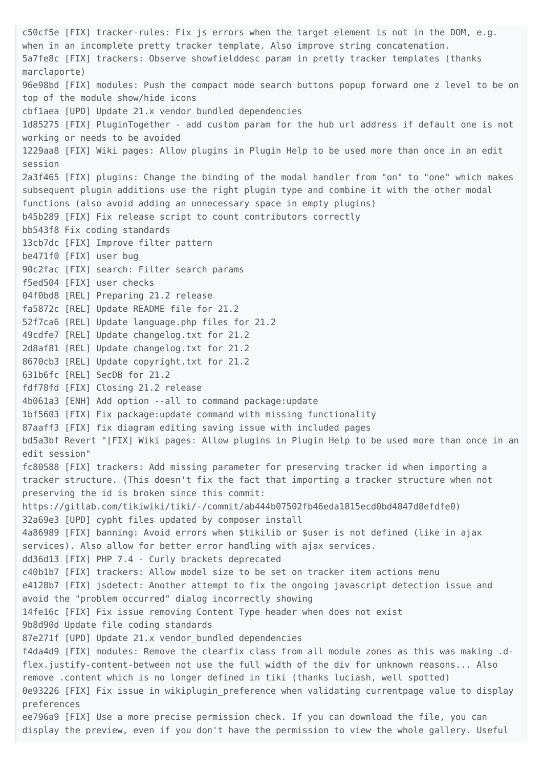c50cf5e [FIX] tracker-rules: Fix js errors when the target element is not in the DOM, e.g. when in an incomplete pretty tracker template. Also improve string concatenation.
5a7fe8c [FIX] trackers: Observe showfielddesc param in pretty tracker templates (thanks marclaporte)
96e98bd [FIX] modules: Push the compact mode search buttons popup forward one z level to be on top of the module show/hide icons
cbf1aea [UPD] Update 21.x vendor_bundled dependencies
1d85275 [FIX] PluginTogether - add custom param for the hub url address if default one is not working or needs to be avoided
1229aa8 [FIX] Wiki pages: Allow plugins in Plugin Help to be used more than once in an edit session
2a3f465 [FIX] plugins: Change the binding of the modal handler from "on" to "one" which makes subsequent plugin additions use the right plugin type and combine it with the other modal functions (also avoid adding an unnecessary space in empty plugins)
b45b289 [FIX] Fix release script to count contributors correctly
bb543f8 Fix coding standards
13cb7dc [FIX] Improve filter pattern
be471f0 [FIX] user bug
90c2fac [FIX] search: Filter search params
f5ed504 [FIX] user checks
04f0bd8 [REL] Preparing 21.2 release
fa5872c [REL] Update README file for 21.2
52f7ca6 [REL] Update language.php files for 21.2
49cdfe7 [REL] Update changelog.txt for 21.2
2d8af81 [REL] Update changelog.txt for 21.2
8670cb3 [REL] Update copyright.txt for 21.2
631b6fc [REL] SecDB for 21.2
fdf78fd [FIX] Closing 21.2 release
4b061a3 [ENH] Add option --all to command package:update
1bf5603 [FIX] Fix package:update command with missing functionality
87aaff3 [FIX] fix diagram editing saving issue with included pages
bd5a3bf Revert "[FIX] Wiki pages: Allow plugins in Plugin Help to be used more than once in an edit session"
fc80588 [FIX] trackers: Add missing parameter for preserving tracker id when importing a tracker structure. (This doesn't fix the fact that importing a tracker structure when not preserving the id is broken since this commit: https://gitlab.com/tikiwiki/tiki/-/commit/ab444b07502fb46eda1815ecd0bd4847d8efdfe0)
32a69e3 [UPD] cypht files updated by composer install
4a86989 [FIX] banning: Avoid errors when $tikilib or $user is not defined (like in ajax services). Also allow for better error handling with ajax services.
dd36d13 [FIX] PHP 7.4 - Curly brackets deprecated
c40b1b7 [FIX] trackers: Allow model size to be set on tracker item actions menu
e4128b7 [FIX] jsdetect: Another attempt to fix the ongoing javascript detection issue and avoid the "problem occurred" dialog incorrectly showing
14fe16c [FIX] Fix issue removing Content Type header when does not exist
9b8d90d Update file coding standards
87e271f [UPD] Update 21.x vendor_bundled dependencies
f4da4d9 [FIX] modules: Remove the clearfix class from all module zones as this was making .d-flex.justify-content-between not use the full width of the div for unknown reasons... Also remove .content which is no longer defined in tiki (thanks luciash, well spotted)
0e93226 [FIX] Fix issue in wikiplugin_preference when validating currentpage value to display preferences
ee796a9 [FIX] Use a more precise permission check. If you can download the file, you can display the preview, even if you don't have the permission to view the whole gallery. Useful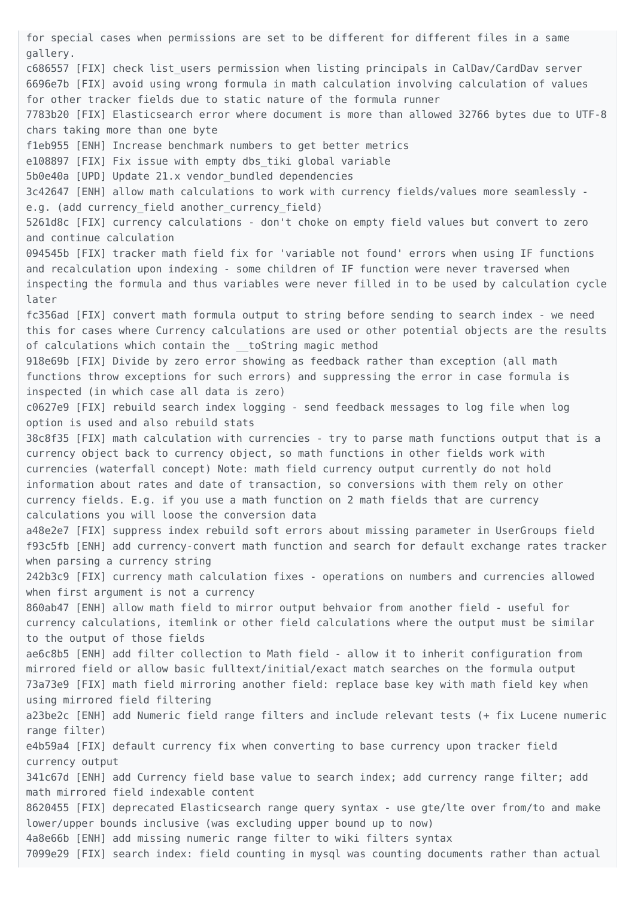```
for special cases when permissions are set to be different for different files in a same
gallery.
c686557 [FIX] check list_users permission when listing principals in CalDav/CardDav server
6696e7b [FIX] avoid using wrong formula in math calculation involving calculation of values
for other tracker fields due to static nature of the formula runner
7783b20 [FIX] Elasticsearch error where document is more than allowed 32766 bytes due to UTF-8
chars taking more than one byte
f1eb955 [ENH] Increase benchmark numbers to get better metrics
e108897 [FIX] Fix issue with empty dbs_tiki global variable
5b0e40a [UPD] Update 21.x vendor_bundled dependencies
3c42647 [ENH] allow math calculations to work with currency fields/values more seamlessly -
e.g. (add currency_field another_currency_field)
5261d8c [FIX] currency calculations - don't choke on empty field values but convert to zero
and continue calculation
094545b [FIX] tracker math field fix for 'variable not found' errors when using IF functions
and recalculation upon indexing - some children of IF function were never traversed when
inspecting the formula and thus variables were never filled in to be used by calculation cycle
later
fc356ad [FIX] convert math formula output to string before sending to search index - we need
this for cases where Currency calculations are used or other potential objects are the results
of calculations which contain the __toString magic method
918e69b [FIX] Divide by zero error showing as feedback rather than exception (all math
functions throw exceptions for such errors) and suppressing the error in case formula is
inspected (in which case all data is zero)
c0627e9 [FIX] rebuild search index logging - send feedback messages to log file when log
option is used and also rebuild stats
38c8f35 [FIX] math calculation with currencies - try to parse math functions output that is a
currency object back to currency object, so math functions in other fields work with
currencies (waterfall concept) Note: math field currency output currently do not hold
information about rates and date of transaction, so conversions with them rely on other
currency fields. E.g. if you use a math function on 2 math fields that are currency
calculations you will loose the conversion data
a48e2e7 [FIX] suppress index rebuild soft errors about missing parameter in UserGroups field
f93c5fb [ENH] add currency-convert math function and search for default exchange rates tracker
when parsing a currency string
242b3c9 [FIX] currency math calculation fixes - operations on numbers and currencies allowed
when first argument is not a currency
860ab47 [ENH] allow math field to mirror output behvaior from another field - useful for
currency calculations, itemlink or other field calculations where the output must be similar
to the output of those fields
ae6c8b5 [ENH] add filter collection to Math field - allow it to inherit configuration from
mirrored field or allow basic fulltext/initial/exact match searches on the formula output
73a73e9 [FIX] math field mirroring another field: replace base key with math field key when
using mirrored field filtering
a23be2c [ENH] add Numeric field range filters and include relevant tests (+ fix Lucene numeric
range filter)
e4b59a4 [FIX] default currency fix when converting to base currency upon tracker field
currency output
341c67d [ENH] add Currency field base value to search index; add currency range filter; add
math mirrored field indexable content
8620455 [FIX] deprecated Elasticsearch range query syntax - use gte/lte over from/to and make
lower/upper bounds inclusive (was excluding upper bound up to now)
4a8e66b [ENH] add missing numeric range filter to wiki filters syntax
7099e29 [FIX] search index: field counting in mysql was counting documents rather than actual
```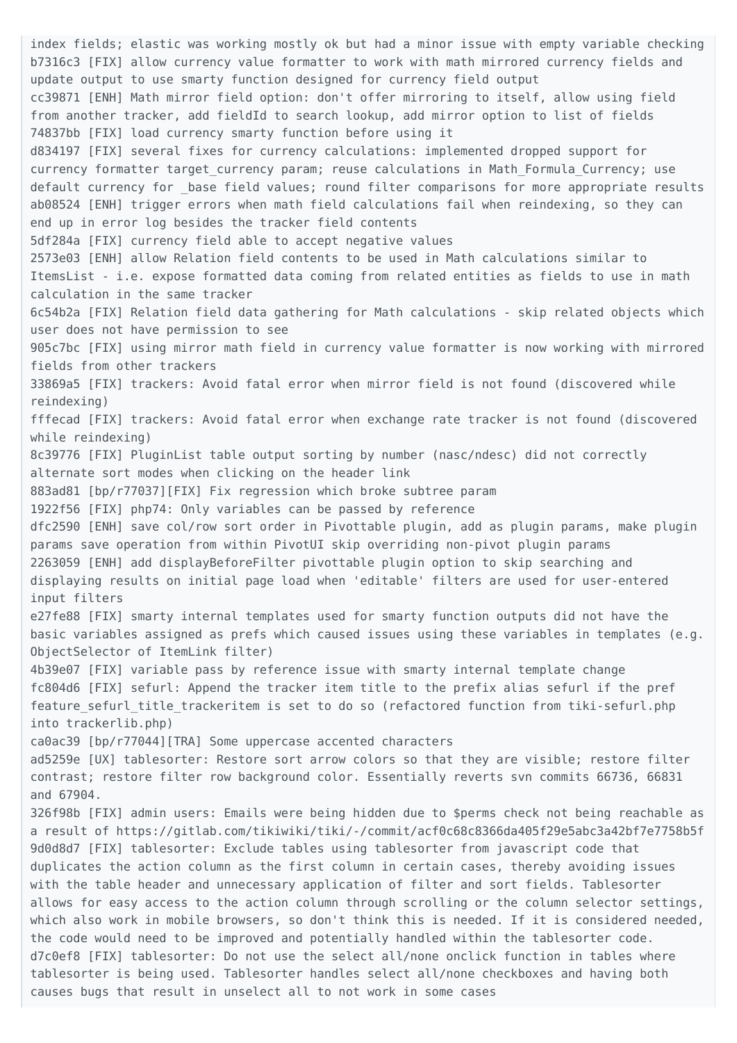```
index fields; elastic was working mostly ok but had a minor issue with empty variable checking
b7316c3 [FIX] allow currency value formatter to work with math mirrored currency fields and update output to use smarty function designed for currency field output
cc39871 [ENH] Math mirror field option: don't offer mirroring to itself, allow using field from another tracker, add fieldId to search lookup, add mirror option to list of fields
74837bb [FIX] load currency smarty function before using it
d834197 [FIX] several fixes for currency calculations: implemented dropped support for currency formatter target_currency param; reuse calculations in Math_Formula_Currency; use default currency for _base field values; round filter comparisons for more appropriate results
ab08524 [ENH] trigger errors when math field calculations fail when reindexing, so they can end up in error log besides the tracker field contents
5df284a [FIX] currency field able to accept negative values
2573e03 [ENH] allow Relation field contents to be used in Math calculations similar to ItemsList - i.e. expose formatted data coming from related entities as fields to use in math calculation in the same tracker
6c54b2a [FIX] Relation field data gathering for Math calculations - skip related objects which user does not have permission to see
905c7bc [FIX] using mirror math field in currency value formatter is now working with mirrored fields from other trackers
33869a5 [FIX] trackers: Avoid fatal error when mirror field is not found (discovered while reindexing)
fffecad [FIX] trackers: Avoid fatal error when exchange rate tracker is not found (discovered while reindexing)
8c39776 [FIX] PluginList table output sorting by number (nasc/ndesc) did not correctly alternate sort modes when clicking on the header link
883ad81 [bp/r77037][FIX] Fix regression which broke subtree param
1922f56 [FIX] php74: Only variables can be passed by reference
dfc2590 [ENH] save col/row sort order in Pivottable plugin, add as plugin params, make plugin params save operation from within PivotUI skip overriding non-pivot plugin params
2263059 [ENH] add displayBeforeFilter pivottable plugin option to skip searching and displaying results on initial page load when 'editable' filters are used for user-entered input filters
e27fe88 [FIX] smarty internal templates used for smarty function outputs did not have the basic variables assigned as prefs which caused issues using these variables in templates (e.g. ObjectSelector of ItemLink filter)
4b39e07 [FIX] variable pass by reference issue with smarty internal template change
fc804d6 [FIX] sefurl: Append the tracker item title to the prefix alias sefurl if the pref feature_sefurl_title_trackeritem is set to do so (refactored function from tiki-sefurl.php into trackerlib.php)
ca0ac39 [bp/r77044][TRA] Some uppercase accented characters
ad5259e [UX] tablesorter: Restore sort arrow colors so that they are visible; restore filter contrast; restore filter row background color. Essentially reverts svn commits 66736, 66831 and 67904.
326f98b [FIX] admin users: Emails were being hidden due to $perms check not being reachable as a result of https://gitlab.com/tikiwiki/tiki/-/commit/acf0c68c8366da405f29e5abc3a42bf7e7758b5f
9d0d8d7 [FIX] tablesorter: Exclude tables using tablesorter from javascript code that duplicates the action column as the first column in certain cases, thereby avoiding issues with the table header and unnecessary application of filter and sort fields. Tablesorter allows for easy access to the action column through scrolling or the column selector settings, which also work in mobile browsers, so don't think this is needed. If it is considered needed, the code would need to be improved and potentially handled within the tablesorter code.
d7c0ef8 [FIX] tablesorter: Do not use the select all/none onclick function in tables where tablesorter is being used. Tablesorter handles select all/none checkboxes and having both causes bugs that result in unselect all to not work in some cases
```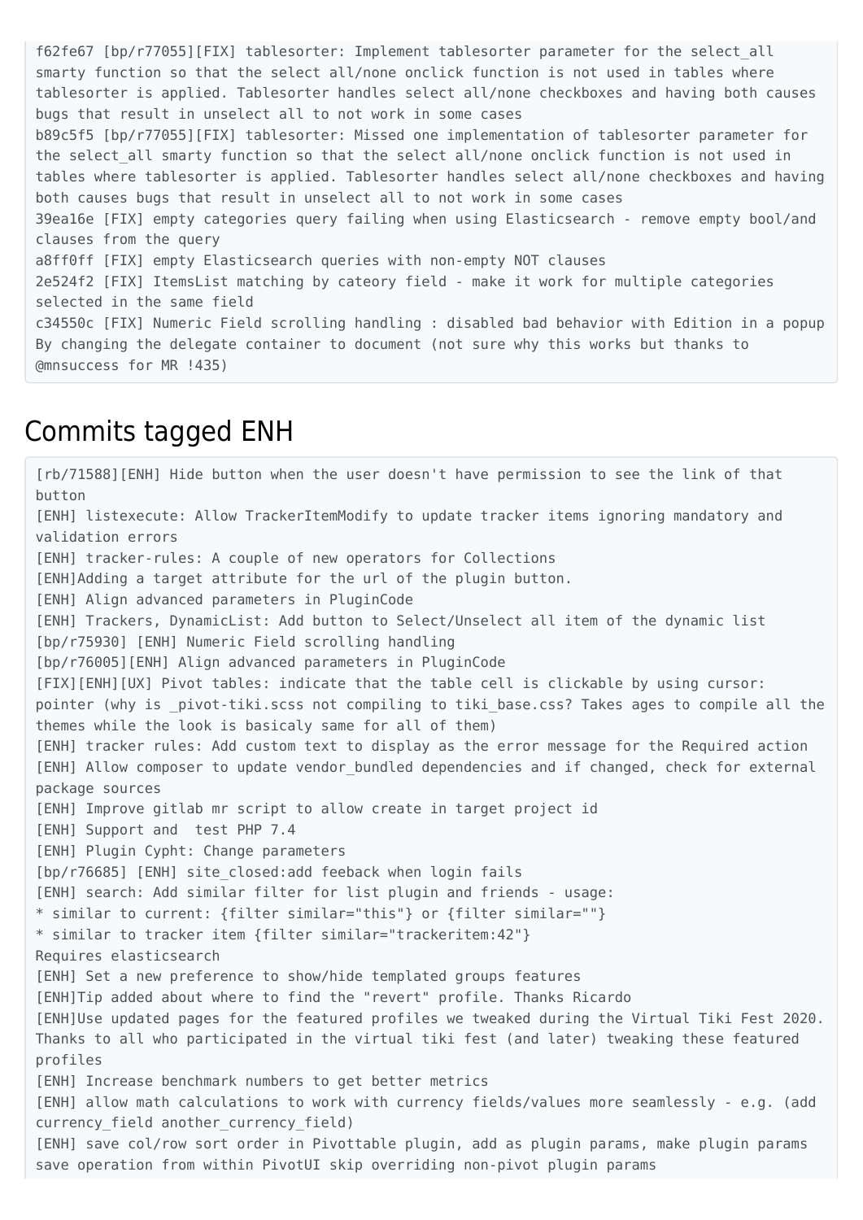```
f62fe67 [bp/r77055][FIX] tablesorter: Implement tablesorter parameter for the select_all
smarty function so that the select all/none onclick function is not used in tables where
tablesorter is applied. Tablesorter handles select all/none checkboxes and having both causes
bugs that result in unselect all to not work in some cases
b89c5f5 [bp/r77055][FIX] tablesorter: Missed one implementation of tablesorter parameter for
the select_all smarty function so that the select all/none onclick function is not used in
tables where tablesorter is applied. Tablesorter handles select all/none checkboxes and having
both causes bugs that result in unselect all to not work in some cases
39ea16e [FIX] empty categories query failing when using Elasticsearch - remove empty bool/and
clauses from the query
a8ff0ff [FIX] empty Elasticsearch queries with non-empty NOT clauses
2e524f2 [FIX] ItemsList matching by cateory field - make it work for multiple categories
selected in the same field
c34550c [FIX] Numeric Field scrolling handling : disabled bad behavior with Edition in a popup
By changing the delegate container to document (not sure why this works but thanks to
@mnsuccess for MR !435)
```

## Commits tagged ENH

```
[rb/71588][ENH] Hide button when the user doesn't have permission to see the link of that
button
[ENH] listexecute: Allow TrackerItemModify to update tracker items ignoring mandatory and
validation errors
[ENH] tracker-rules: A couple of new operators for Collections
[ENH]Adding a target attribute for the url of the plugin button.
[ENH] Align advanced parameters in PluginCode
[ENH] Trackers, DynamicList: Add button to Select/Unselect all item of the dynamic list
[bp/r75930] [ENH] Numeric Field scrolling handling
[bp/r76005][ENH] Align advanced parameters in PluginCode
[FIX][ENH][UX] Pivot tables: indicate that the table cell is clickable by using cursor:
pointer (why is _pivot-tiki.scss not compiling to tiki_base.css? Takes ages to compile all the
themes while the look is basicaly same for all of them)
[ENH] tracker rules: Add custom text to display as the error message for the Required action
[ENH] Allow composer to update vendor_bundled dependencies and if changed, check for external
package sources
[ENH] Improve gitlab mr script to allow create in target project id
[ENH] Support and  test PHP 7.4
[ENH] Plugin Cypht: Change parameters
[bp/r76685] [ENH] site_closed:add feeback when login fails
[ENH] search: Add similar filter for list plugin and friends - usage:
* similar to current: {filter similar="this"} or {filter similar=""}
* similar to tracker item {filter similar="trackeritem:42"}
Requires elasticsearch
[ENH] Set a new preference to show/hide templated groups features
[ENH]Tip added about where to find the "revert" profile. Thanks Ricardo
[ENH]Use updated pages for the featured profiles we tweaked during the Virtual Tiki Fest 2020.
Thanks to all who participated in the virtual tiki fest (and later) tweaking these featured
profiles
[ENH] Increase benchmark numbers to get better metrics
[ENH] allow math calculations to work with currency fields/values more seamlessly - e.g. (add
currency_field another_currency_field)
[ENH] save col/row sort order in Pivottable plugin, add as plugin params, make plugin params
save operation from within PivotUI skip overriding non-pivot plugin params
```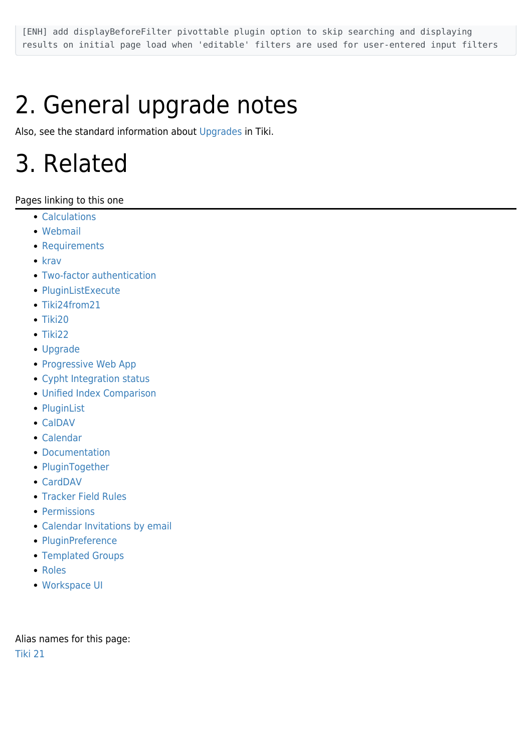```
[ENH] add displayBeforeFilter pivottable plugin option to skip searching and displaying
results on initial page load when 'editable' filters are used for user-entered input filters
```

# 2. General upgrade notes

Also, see the standard information about Upgrades in Tiki.

# 3. Related

Pages linking to this one

- Calculations
- Webmail
- Requirements
- krav
- Two-factor authentication
- PluginListExecute
- Tiki24from21
- Tiki20
- Tiki22
- Upgrade
- Progressive Web App
- Cypht Integration status
- Unified Index Comparison
- PluginList
- CalDAV
- Calendar
- Documentation
- PluginTogether
- CardDAV
- Tracker Field Rules
- Permissions
- Calendar Invitations by email
- PluginPreference
- Templated Groups
- Roles
- Workspace UI

Alias names for this page:
Tiki 21